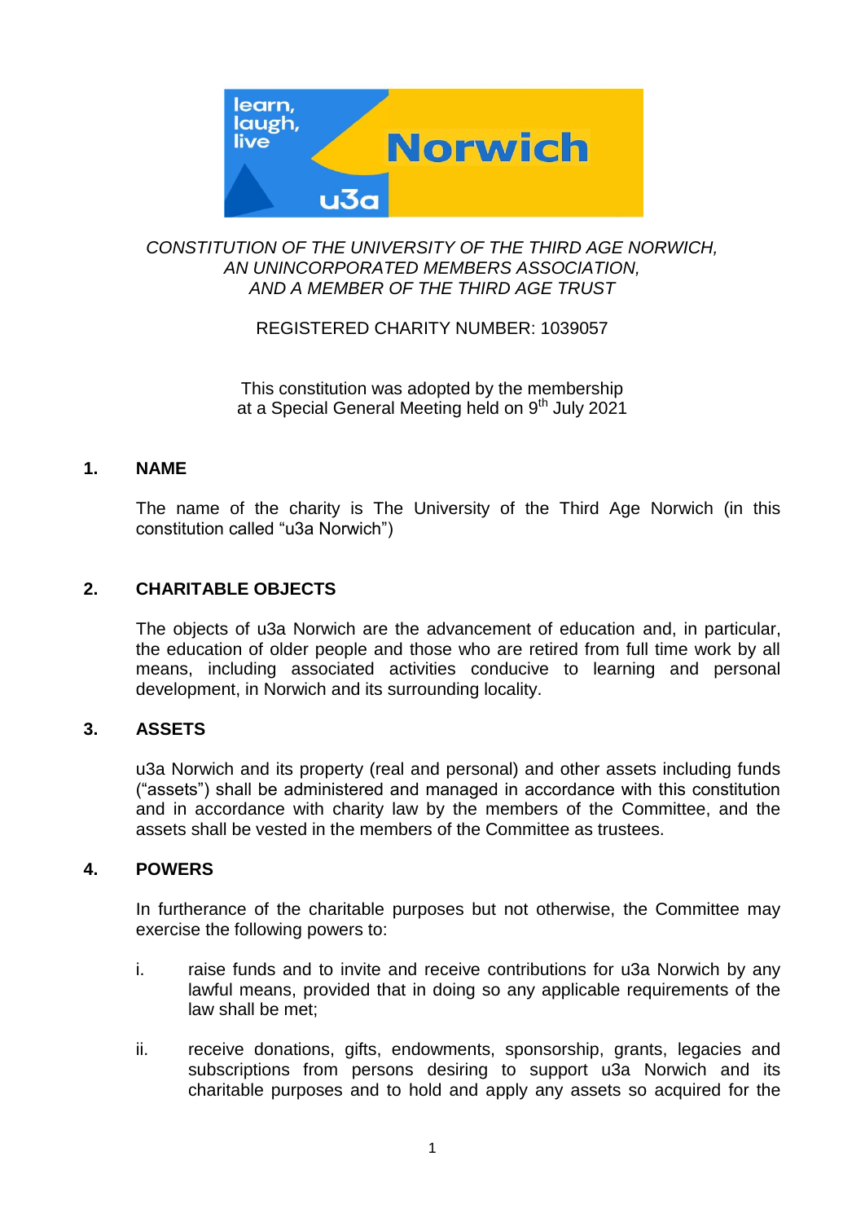*CONSTITUTION OF THE UNIVERSITY OF THE THIRD AGE NORWICH,*
*AN UNINCORPORATED MEMBERS ASSOCIATION,*
*AND A MEMBER OF THE THIRD AGE TRUST*

REGISTERED CHARITY NUMBER: 1039057

This constitution was adopted by the membership at a Special General Meeting held on 9th July 2021

## 1. NAME

The name of the charity is The University of the Third Age Norwich (in this constitution called "u3a Norwich")

## 2. CHARITABLE OBJECTS

The objects of u3a Norwich are the advancement of education and, in particular, the education of older people and those who are retired from full time work by all means, including associated activities conducive to learning and personal development, in Norwich and its surrounding locality.

## 3. ASSETS

u3a Norwich and its property (real and personal) and other assets including funds ("assets") shall be administered and managed in accordance with this constitution and in accordance with charity law by the members of the Committee, and the assets shall be vested in the members of the Committee as trustees.

## 4. POWERS

In furtherance of the charitable purposes but not otherwise, the Committee may exercise the following powers to:

i. raise funds and to invite and receive contributions for u3a Norwich by any lawful means, provided that in doing so any applicable requirements of the law shall be met;

ii. receive donations, gifts, endowments, sponsorship, grants, legacies and subscriptions from persons desiring to support u3a Norwich and its charitable purposes and to hold and apply any assets so acquired for the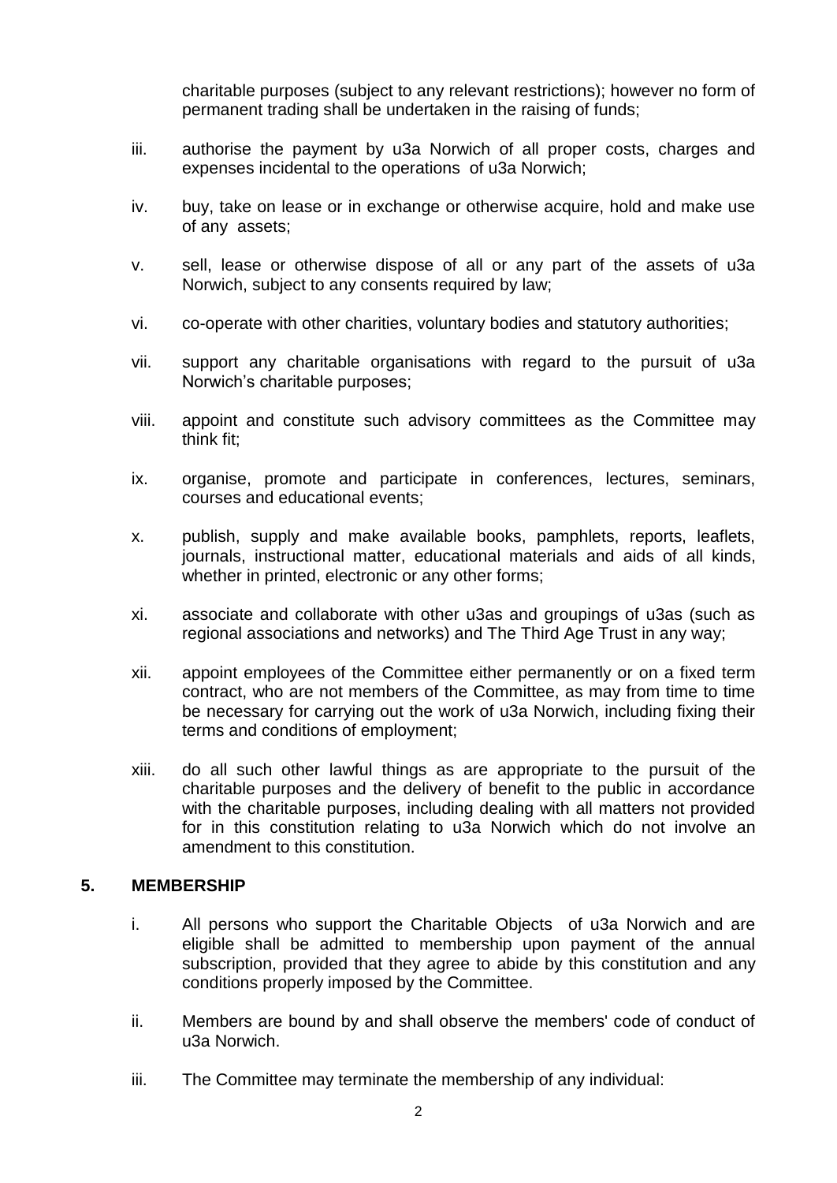charitable purposes (subject to any relevant restrictions); however no form of permanent trading shall be undertaken in the raising of funds;

iii. authorise the payment by u3a Norwich of all proper costs, charges and expenses incidental to the operations of u3a Norwich;

iv. buy, take on lease or in exchange or otherwise acquire, hold and make use of any assets;

v. sell, lease or otherwise dispose of all or any part of the assets of u3a Norwich, subject to any consents required by law;

vi. co-operate with other charities, voluntary bodies and statutory authorities;

vii. support any charitable organisations with regard to the pursuit of u3a Norwich's charitable purposes;

viii. appoint and constitute such advisory committees as the Committee may think fit;

ix. organise, promote and participate in conferences, lectures, seminars, courses and educational events;

x. publish, supply and make available books, pamphlets, reports, leaflets, journals, instructional matter, educational materials and aids of all kinds, whether in printed, electronic or any other forms;

xi. associate and collaborate with other u3as and groupings of u3as (such as regional associations and networks) and The Third Age Trust in any way;

xii. appoint employees of the Committee either permanently or on a fixed term contract, who are not members of the Committee, as may from time to time be necessary for carrying out the work of u3a Norwich, including fixing their terms and conditions of employment;

xiii. do all such other lawful things as are appropriate to the pursuit of the charitable purposes and the delivery of benefit to the public in accordance with the charitable purposes, including dealing with all matters not provided for in this constitution relating to u3a Norwich which do not involve an amendment to this constitution.

## 5. MEMBERSHIP

i. All persons who support the Charitable Objects of u3a Norwich and are eligible shall be admitted to membership upon payment of the annual subscription, provided that they agree to abide by this constitution and any conditions properly imposed by the Committee.

ii. Members are bound by and shall observe the members' code of conduct of u3a Norwich.

iii. The Committee may terminate the membership of any individual: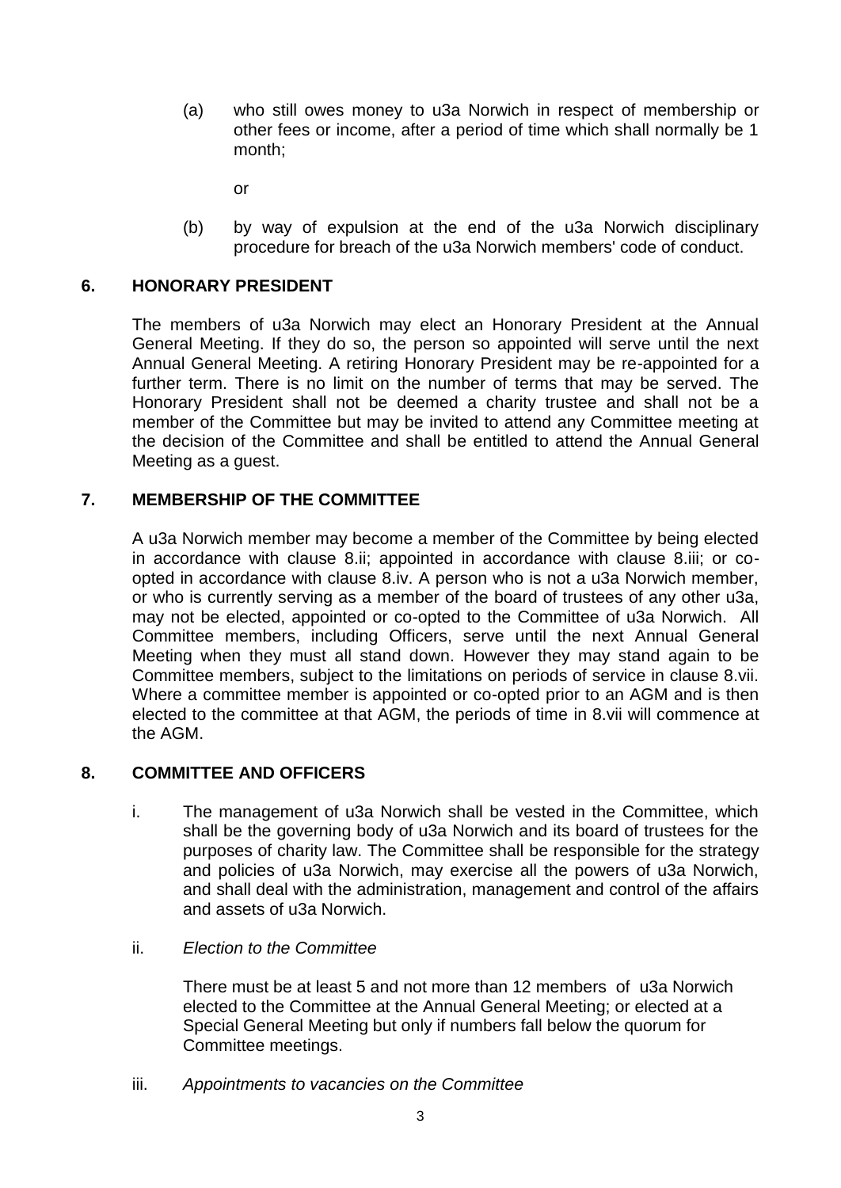(a) who still owes money to u3a Norwich in respect of membership or other fees or income, after a period of time which shall normally be 1 month;

or

(b) by way of expulsion at the end of the u3a Norwich disciplinary procedure for breach of the u3a Norwich members' code of conduct.

## 6. HONORARY PRESIDENT

The members of u3a Norwich may elect an Honorary President at the Annual General Meeting. If they do so, the person so appointed will serve until the next Annual General Meeting. A retiring Honorary President may be re-appointed for a further term. There is no limit on the number of terms that may be served. The Honorary President shall not be deemed a charity trustee and shall not be a member of the Committee but may be invited to attend any Committee meeting at the decision of the Committee and shall be entitled to attend the Annual General Meeting as a guest.

## 7. MEMBERSHIP OF THE COMMITTEE

A u3a Norwich member may become a member of the Committee by being elected in accordance with clause 8.ii; appointed in accordance with clause 8.iii; or co-opted in accordance with clause 8.iv. A person who is not a u3a Norwich member, or who is currently serving as a member of the board of trustees of any other u3a, may not be elected, appointed or co-opted to the Committee of u3a Norwich. All Committee members, including Officers, serve until the next Annual General Meeting when they must all stand down. However they may stand again to be Committee members, subject to the limitations on periods of service in clause 8.vii. Where a committee member is appointed or co-opted prior to an AGM and is then elected to the committee at that AGM, the periods of time in 8.vii will commence at the AGM.

## 8. COMMITTEE AND OFFICERS

i. The management of u3a Norwich shall be vested in the Committee, which shall be the governing body of u3a Norwich and its board of trustees for the purposes of charity law. The Committee shall be responsible for the strategy and policies of u3a Norwich, may exercise all the powers of u3a Norwich, and shall deal with the administration, management and control of the affairs and assets of u3a Norwich.

ii. *Election to the Committee*

There must be at least 5 and not more than 12 members of u3a Norwich elected to the Committee at the Annual General Meeting; or elected at a Special General Meeting but only if numbers fall below the quorum for Committee meetings.

iii. *Appointments to vacancies on the Committee*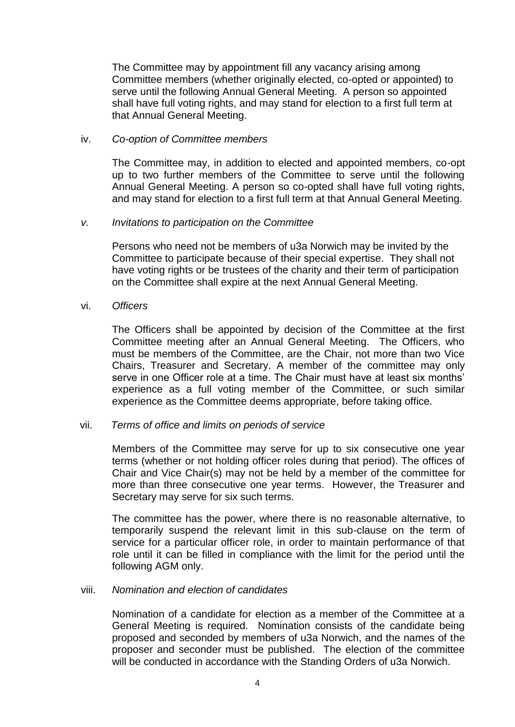The Committee may by appointment fill any vacancy arising among Committee members (whether originally elected, co-opted or appointed) to serve until the following Annual General Meeting. A person so appointed shall have full voting rights, and may stand for election to a first full term at that Annual General Meeting.

iv. *Co-option of Committee members*

The Committee may, in addition to elected and appointed members, co-opt up to two further members of the Committee to serve until the following Annual General Meeting. A person so co-opted shall have full voting rights, and may stand for election to a first full term at that Annual General Meeting.

*v. Invitations to participation on the Committee*

Persons who need not be members of u3a Norwich may be invited by the Committee to participate because of their special expertise. They shall not have voting rights or be trustees of the charity and their term of participation on the Committee shall expire at the next Annual General Meeting.

vi. *Officers*

The Officers shall be appointed by decision of the Committee at the first Committee meeting after an Annual General Meeting. The Officers, who must be members of the Committee, are the Chair, not more than two Vice Chairs, Treasurer and Secretary. A member of the committee may only serve in one Officer role at a time. The Chair must have at least six months' experience as a full voting member of the Committee, or such similar experience as the Committee deems appropriate, before taking office.

vii. *Terms of office and limits on periods of service*

Members of the Committee may serve for up to six consecutive one year terms (whether or not holding officer roles during that period). The offices of Chair and Vice Chair(s) may not be held by a member of the committee for more than three consecutive one year terms. However, the Treasurer and Secretary may serve for six such terms.

The committee has the power, where there is no reasonable alternative, to temporarily suspend the relevant limit in this sub-clause on the term of service for a particular officer role, in order to maintain performance of that role until it can be filled in compliance with the limit for the period until the following AGM only.

viii. *Nomination and election of candidates*

Nomination of a candidate for election as a member of the Committee at a General Meeting is required. Nomination consists of the candidate being proposed and seconded by members of u3a Norwich, and the names of the proposer and seconder must be published. The election of the committee will be conducted in accordance with the Standing Orders of u3a Norwich.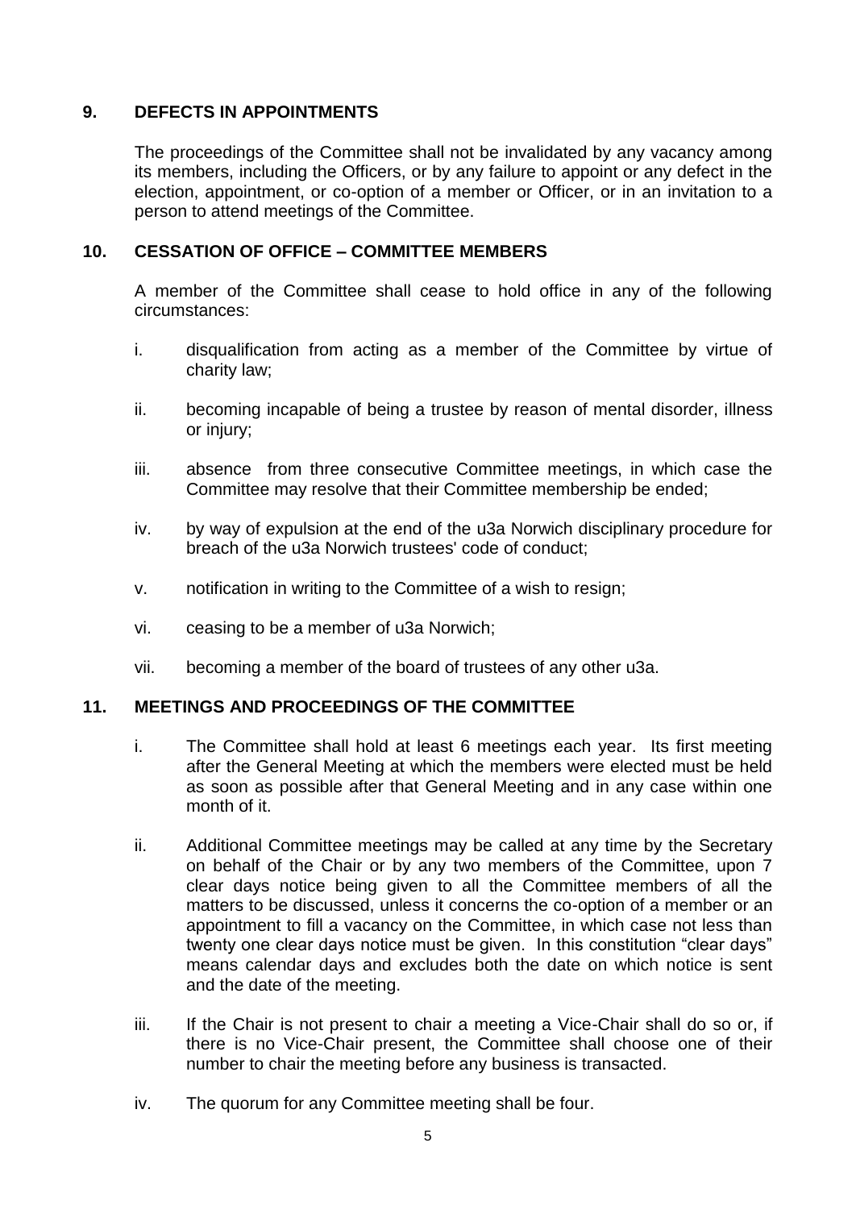## 9. DEFECTS IN APPOINTMENTS

The proceedings of the Committee shall not be invalidated by any vacancy among its members, including the Officers, or by any failure to appoint or any defect in the election, appointment, or co-option of a member or Officer, or in an invitation to a person to attend meetings of the Committee.

## 10. CESSATION OF OFFICE – COMMITTEE MEMBERS

A member of the Committee shall cease to hold office in any of the following circumstances:

i. disqualification from acting as a member of the Committee by virtue of charity law;

ii. becoming incapable of being a trustee by reason of mental disorder, illness or injury;

iii. absence from three consecutive Committee meetings, in which case the Committee may resolve that their Committee membership be ended;

iv. by way of expulsion at the end of the u3a Norwich disciplinary procedure for breach of the u3a Norwich trustees' code of conduct;

v. notification in writing to the Committee of a wish to resign;

vi. ceasing to be a member of u3a Norwich;

vii. becoming a member of the board of trustees of any other u3a.

## 11. MEETINGS AND PROCEEDINGS OF THE COMMITTEE

i. The Committee shall hold at least 6 meetings each year. Its first meeting after the General Meeting at which the members were elected must be held as soon as possible after that General Meeting and in any case within one month of it.

ii. Additional Committee meetings may be called at any time by the Secretary on behalf of the Chair or by any two members of the Committee, upon 7 clear days notice being given to all the Committee members of all the matters to be discussed, unless it concerns the co-option of a member or an appointment to fill a vacancy on the Committee, in which case not less than twenty one clear days notice must be given. In this constitution "clear days" means calendar days and excludes both the date on which notice is sent and the date of the meeting.

iii. If the Chair is not present to chair a meeting a Vice-Chair shall do so or, if there is no Vice-Chair present, the Committee shall choose one of their number to chair the meeting before any business is transacted.

iv. The quorum for any Committee meeting shall be four.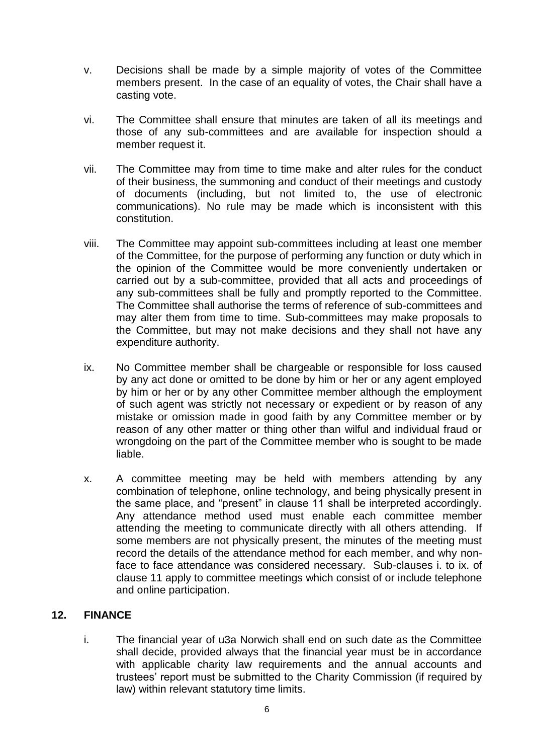v. Decisions shall be made by a simple majority of votes of the Committee members present. In the case of an equality of votes, the Chair shall have a casting vote.

vi. The Committee shall ensure that minutes are taken of all its meetings and those of any sub-committees and are available for inspection should a member request it.

vii. The Committee may from time to time make and alter rules for the conduct of their business, the summoning and conduct of their meetings and custody of documents (including, but not limited to, the use of electronic communications). No rule may be made which is inconsistent with this constitution.

viii. The Committee may appoint sub-committees including at least one member of the Committee, for the purpose of performing any function or duty which in the opinion of the Committee would be more conveniently undertaken or carried out by a sub-committee, provided that all acts and proceedings of any sub-committees shall be fully and promptly reported to the Committee. The Committee shall authorise the terms of reference of sub-committees and may alter them from time to time. Sub-committees may make proposals to the Committee, but may not make decisions and they shall not have any expenditure authority.

ix. No Committee member shall be chargeable or responsible for loss caused by any act done or omitted to be done by him or her or any agent employed by him or her or by any other Committee member although the employment of such agent was strictly not necessary or expedient or by reason of any mistake or omission made in good faith by any Committee member or by reason of any other matter or thing other than wilful and individual fraud or wrongdoing on the part of the Committee member who is sought to be made liable.

x. A committee meeting may be held with members attending by any combination of telephone, online technology, and being physically present in the same place, and "present" in clause 11 shall be interpreted accordingly. Any attendance method used must enable each committee member attending the meeting to communicate directly with all others attending. If some members are not physically present, the minutes of the meeting must record the details of the attendance method for each member, and why non-face to face attendance was considered necessary. Sub-clauses i. to ix. of clause 11 apply to committee meetings which consist of or include telephone and online participation.

## 12. FINANCE

i. The financial year of u3a Norwich shall end on such date as the Committee shall decide, provided always that the financial year must be in accordance with applicable charity law requirements and the annual accounts and trustees' report must be submitted to the Charity Commission (if required by law) within relevant statutory time limits.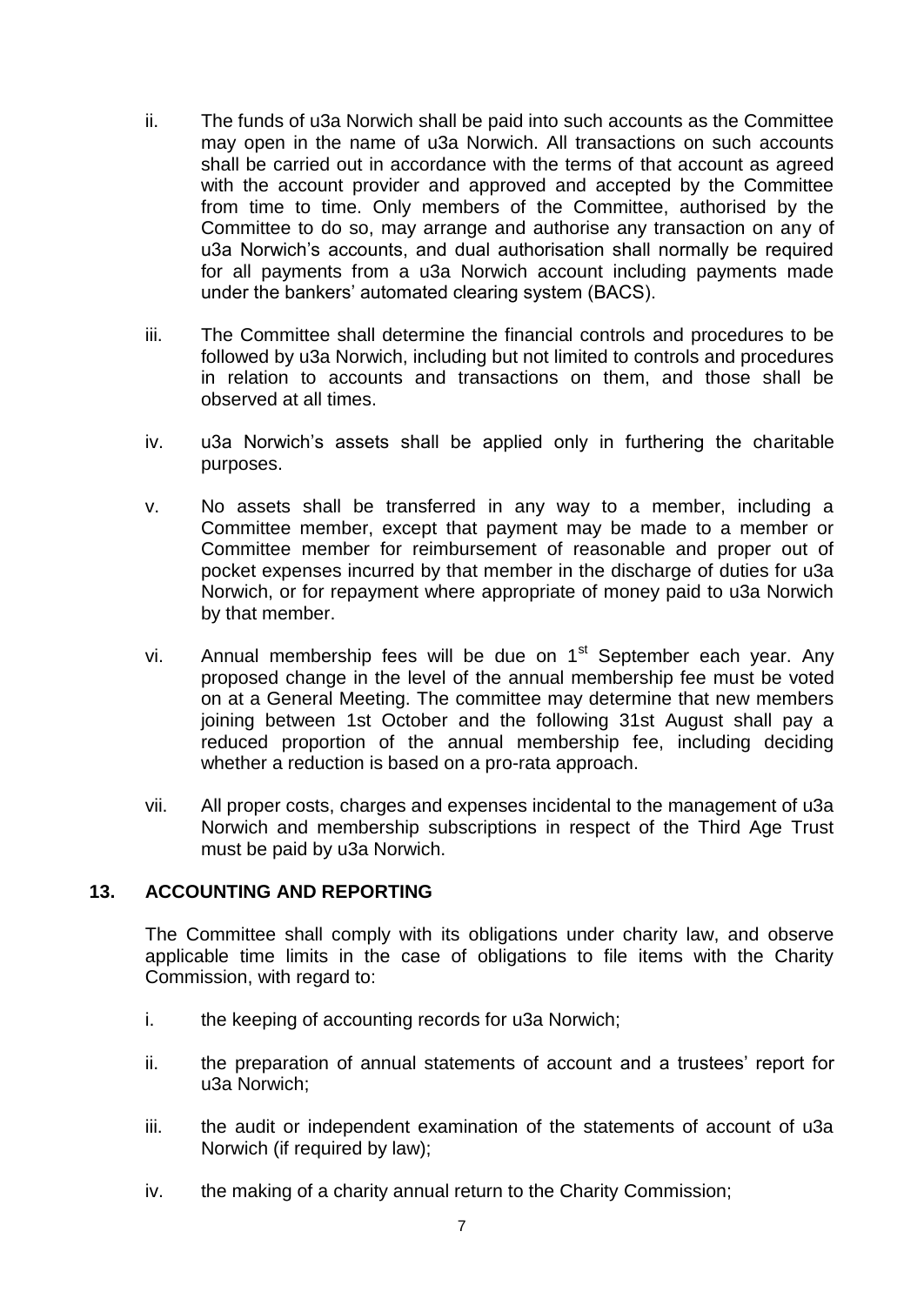ii. The funds of u3a Norwich shall be paid into such accounts as the Committee may open in the name of u3a Norwich. All transactions on such accounts shall be carried out in accordance with the terms of that account as agreed with the account provider and approved and accepted by the Committee from time to time. Only members of the Committee, authorised by the Committee to do so, may arrange and authorise any transaction on any of u3a Norwich's accounts, and dual authorisation shall normally be required for all payments from a u3a Norwich account including payments made under the bankers' automated clearing system (BACS).

iii. The Committee shall determine the financial controls and procedures to be followed by u3a Norwich, including but not limited to controls and procedures in relation to accounts and transactions on them, and those shall be observed at all times.

iv. u3a Norwich's assets shall be applied only in furthering the charitable purposes.

v. No assets shall be transferred in any way to a member, including a Committee member, except that payment may be made to a member or Committee member for reimbursement of reasonable and proper out of pocket expenses incurred by that member in the discharge of duties for u3a Norwich, or for repayment where appropriate of money paid to u3a Norwich by that member.

vi. Annual membership fees will be due on 1st September each year. Any proposed change in the level of the annual membership fee must be voted on at a General Meeting. The committee may determine that new members joining between 1st October and the following 31st August shall pay a reduced proportion of the annual membership fee, including deciding whether a reduction is based on a pro-rata approach.

vii. All proper costs, charges and expenses incidental to the management of u3a Norwich and membership subscriptions in respect of the Third Age Trust must be paid by u3a Norwich.

## 13. ACCOUNTING AND REPORTING

The Committee shall comply with its obligations under charity law, and observe applicable time limits in the case of obligations to file items with the Charity Commission, with regard to:

i. the keeping of accounting records for u3a Norwich;

ii. the preparation of annual statements of account and a trustees' report for u3a Norwich;

iii. the audit or independent examination of the statements of account of u3a Norwich (if required by law);

iv. the making of a charity annual return to the Charity Commission;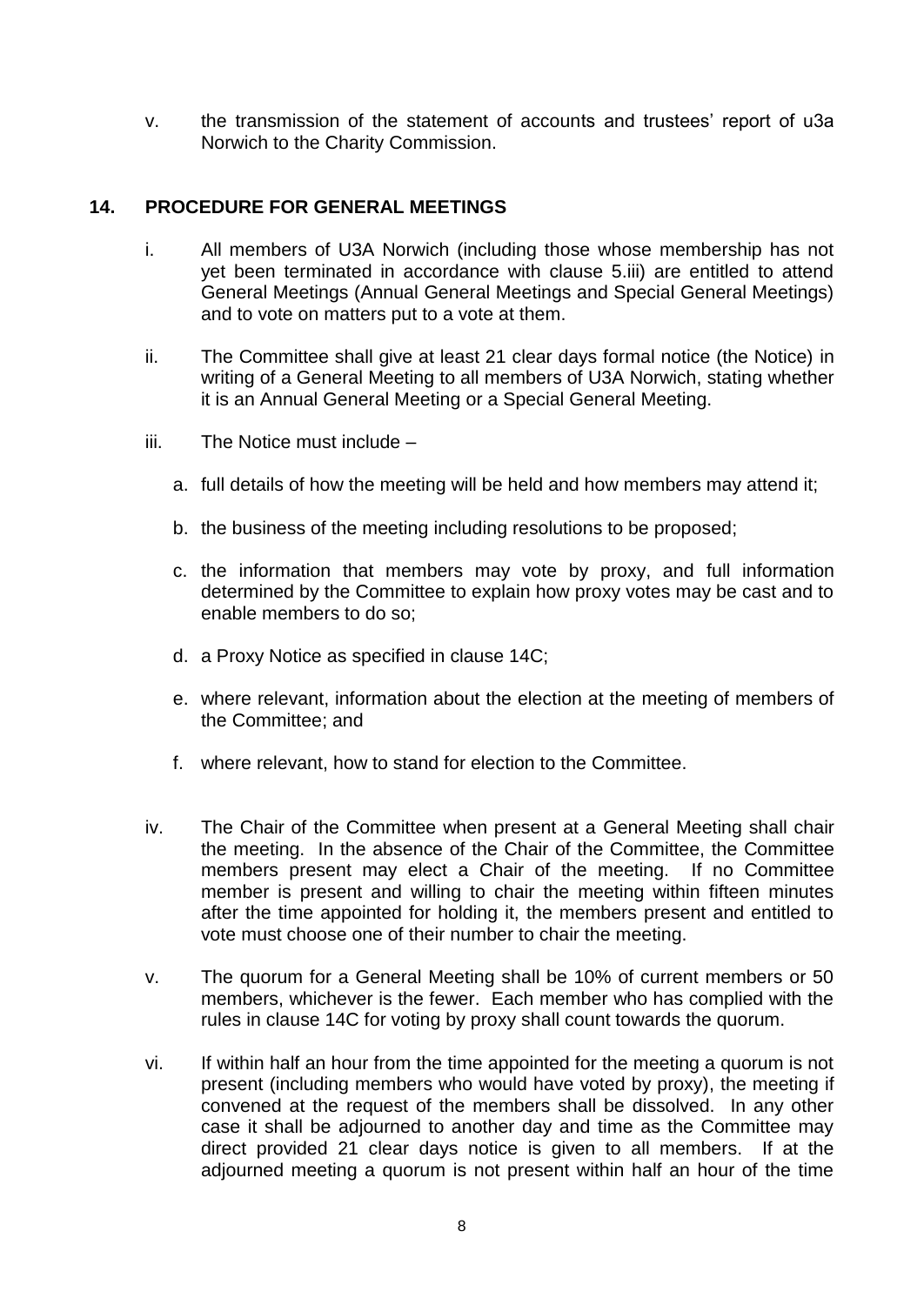v. the transmission of the statement of accounts and trustees' report of u3a Norwich to the Charity Commission.

## 14. PROCEDURE FOR GENERAL MEETINGS

i. All members of U3A Norwich (including those whose membership has not yet been terminated in accordance with clause 5.iii) are entitled to attend General Meetings (Annual General Meetings and Special General Meetings) and to vote on matters put to a vote at them.

ii. The Committee shall give at least 21 clear days formal notice (the Notice) in writing of a General Meeting to all members of U3A Norwich, stating whether it is an Annual General Meeting or a Special General Meeting.

iii. The Notice must include –

   a. full details of how the meeting will be held and how members may attend it;

   b. the business of the meeting including resolutions to be proposed;

   c. the information that members may vote by proxy, and full information determined by the Committee to explain how proxy votes may be cast and to enable members to do so;

   d. a Proxy Notice as specified in clause 14C;

   e. where relevant, information about the election at the meeting of members of the Committee; and

   f. where relevant, how to stand for election to the Committee.

iv. The Chair of the Committee when present at a General Meeting shall chair the meeting. In the absence of the Chair of the Committee, the Committee members present may elect a Chair of the meeting. If no Committee member is present and willing to chair the meeting within fifteen minutes after the time appointed for holding it, the members present and entitled to vote must choose one of their number to chair the meeting.

v. The quorum for a General Meeting shall be 10% of current members or 50 members, whichever is the fewer. Each member who has complied with the rules in clause 14C for voting by proxy shall count towards the quorum.

vi. If within half an hour from the time appointed for the meeting a quorum is not present (including members who would have voted by proxy), the meeting if convened at the request of the members shall be dissolved. In any other case it shall be adjourned to another day and time as the Committee may direct provided 21 clear days notice is given to all members. If at the adjourned meeting a quorum is not present within half an hour of the time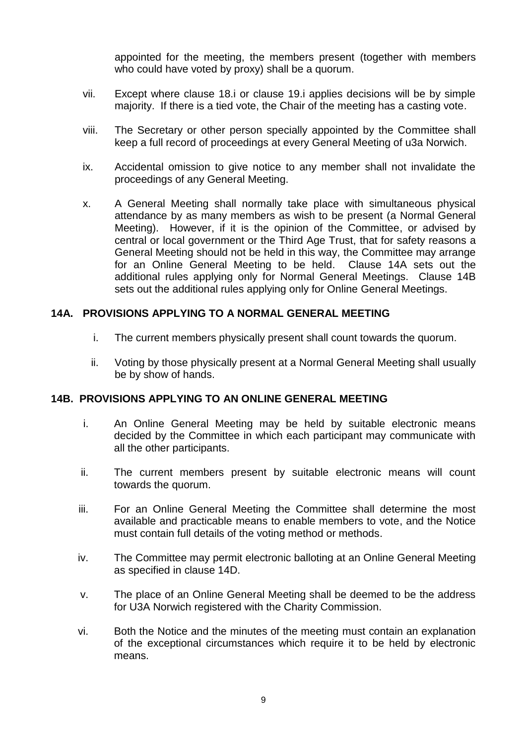appointed for the meeting, the members present (together with members who could have voted by proxy) shall be a quorum.

vii. Except where clause 18.i or clause 19.i applies decisions will be by simple majority. If there is a tied vote, the Chair of the meeting has a casting vote.

viii. The Secretary or other person specially appointed by the Committee shall keep a full record of proceedings at every General Meeting of u3a Norwich.

ix. Accidental omission to give notice to any member shall not invalidate the proceedings of any General Meeting.

x. A General Meeting shall normally take place with simultaneous physical attendance by as many members as wish to be present (a Normal General Meeting). However, if it is the opinion of the Committee, or advised by central or local government or the Third Age Trust, that for safety reasons a General Meeting should not be held in this way, the Committee may arrange for an Online General Meeting to be held. Clause 14A sets out the additional rules applying only for Normal General Meetings. Clause 14B sets out the additional rules applying only for Online General Meetings.

## 14A. PROVISIONS APPLYING TO A NORMAL GENERAL MEETING

i. The current members physically present shall count towards the quorum.

ii. Voting by those physically present at a Normal General Meeting shall usually be by show of hands.

## 14B. PROVISIONS APPLYING TO AN ONLINE GENERAL MEETING

i. An Online General Meeting may be held by suitable electronic means decided by the Committee in which each participant may communicate with all the other participants.

ii. The current members present by suitable electronic means will count towards the quorum.

iii. For an Online General Meeting the Committee shall determine the most available and practicable means to enable members to vote, and the Notice must contain full details of the voting method or methods.

iv. The Committee may permit electronic balloting at an Online General Meeting as specified in clause 14D.

v. The place of an Online General Meeting shall be deemed to be the address for U3A Norwich registered with the Charity Commission.

vi. Both the Notice and the minutes of the meeting must contain an explanation of the exceptional circumstances which require it to be held by electronic means.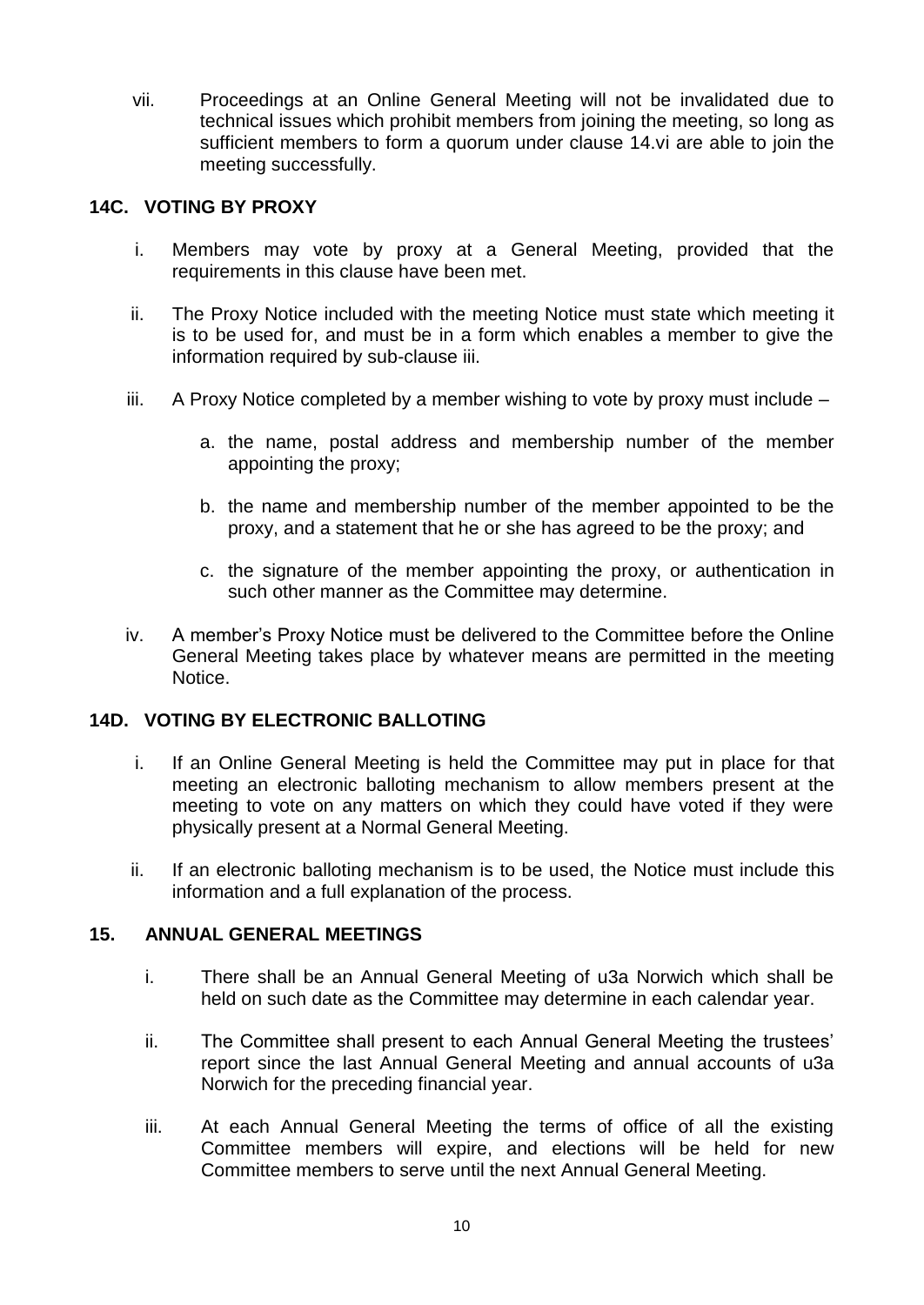vii. Proceedings at an Online General Meeting will not be invalidated due to technical issues which prohibit members from joining the meeting, so long as sufficient members to form a quorum under clause 14.vi are able to join the meeting successfully.

## 14C. VOTING BY PROXY

i. Members may vote by proxy at a General Meeting, provided that the requirements in this clause have been met.

ii. The Proxy Notice included with the meeting Notice must state which meeting it is to be used for, and must be in a form which enables a member to give the information required by sub-clause iii.

iii. A Proxy Notice completed by a member wishing to vote by proxy must include –

   a. the name, postal address and membership number of the member appointing the proxy;

   b. the name and membership number of the member appointed to be the proxy, and a statement that he or she has agreed to be the proxy; and

   c. the signature of the member appointing the proxy, or authentication in such other manner as the Committee may determine.

iv. A member's Proxy Notice must be delivered to the Committee before the Online General Meeting takes place by whatever means are permitted in the meeting Notice.

## 14D. VOTING BY ELECTRONIC BALLOTING

i. If an Online General Meeting is held the Committee may put in place for that meeting an electronic balloting mechanism to allow members present at the meeting to vote on any matters on which they could have voted if they were physically present at a Normal General Meeting.

ii. If an electronic balloting mechanism is to be used, the Notice must include this information and a full explanation of the process.

## 15. ANNUAL GENERAL MEETINGS

i. There shall be an Annual General Meeting of u3a Norwich which shall be held on such date as the Committee may determine in each calendar year.

ii. The Committee shall present to each Annual General Meeting the trustees' report since the last Annual General Meeting and annual accounts of u3a Norwich for the preceding financial year.

iii. At each Annual General Meeting the terms of office of all the existing Committee members will expire, and elections will be held for new Committee members to serve until the next Annual General Meeting.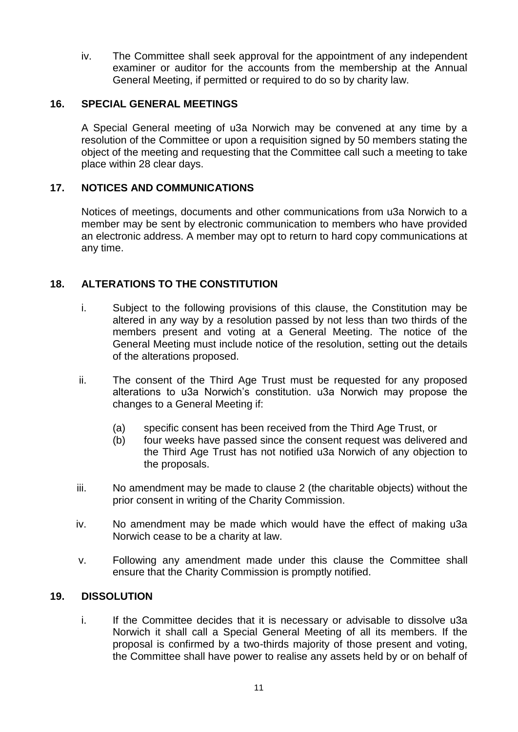iv. The Committee shall seek approval for the appointment of any independent examiner or auditor for the accounts from the membership at the Annual General Meeting, if permitted or required to do so by charity law.

## 16. SPECIAL GENERAL MEETINGS

A Special General meeting of u3a Norwich may be convened at any time by a resolution of the Committee or upon a requisition signed by 50 members stating the object of the meeting and requesting that the Committee call such a meeting to take place within 28 clear days.

## 17. NOTICES AND COMMUNICATIONS

Notices of meetings, documents and other communications from u3a Norwich to a member may be sent by electronic communication to members who have provided an electronic address. A member may opt to return to hard copy communications at any time.

## 18. ALTERATIONS TO THE CONSTITUTION

i. Subject to the following provisions of this clause, the Constitution may be altered in any way by a resolution passed by not less than two thirds of the members present and voting at a General Meeting. The notice of the General Meeting must include notice of the resolution, setting out the details of the alterations proposed.

ii. The consent of the Third Age Trust must be requested for any proposed alterations to u3a Norwich's constitution. u3a Norwich may propose the changes to a General Meeting if:

   (a) specific consent has been received from the Third Age Trust, or
   (b) four weeks have passed since the consent request was delivered and the Third Age Trust has not notified u3a Norwich of any objection to the proposals.

iii. No amendment may be made to clause 2 (the charitable objects) without the prior consent in writing of the Charity Commission.

iv. No amendment may be made which would have the effect of making u3a Norwich cease to be a charity at law.

v. Following any amendment made under this clause the Committee shall ensure that the Charity Commission is promptly notified.

## 19. DISSOLUTION

i. If the Committee decides that it is necessary or advisable to dissolve u3a Norwich it shall call a Special General Meeting of all its members. If the proposal is confirmed by a two-thirds majority of those present and voting, the Committee shall have power to realise any assets held by or on behalf of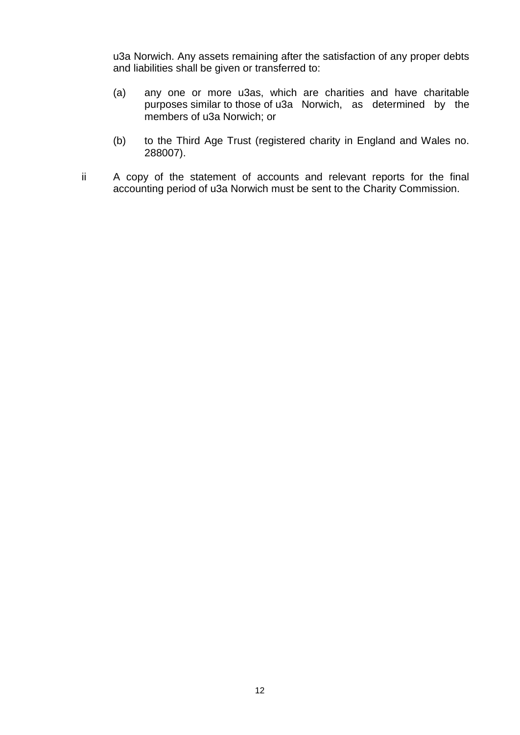u3a Norwich. Any assets remaining after the satisfaction of any proper debts and liabilities shall be given or transferred to:

(a) any one or more u3as, which are charities and have charitable purposes similar to those of u3a Norwich, as determined by the members of u3a Norwich; or

(b) to the Third Age Trust (registered charity in England and Wales no. 288007).

ii A copy of the statement of accounts and relevant reports for the final accounting period of u3a Norwich must be sent to the Charity Commission.